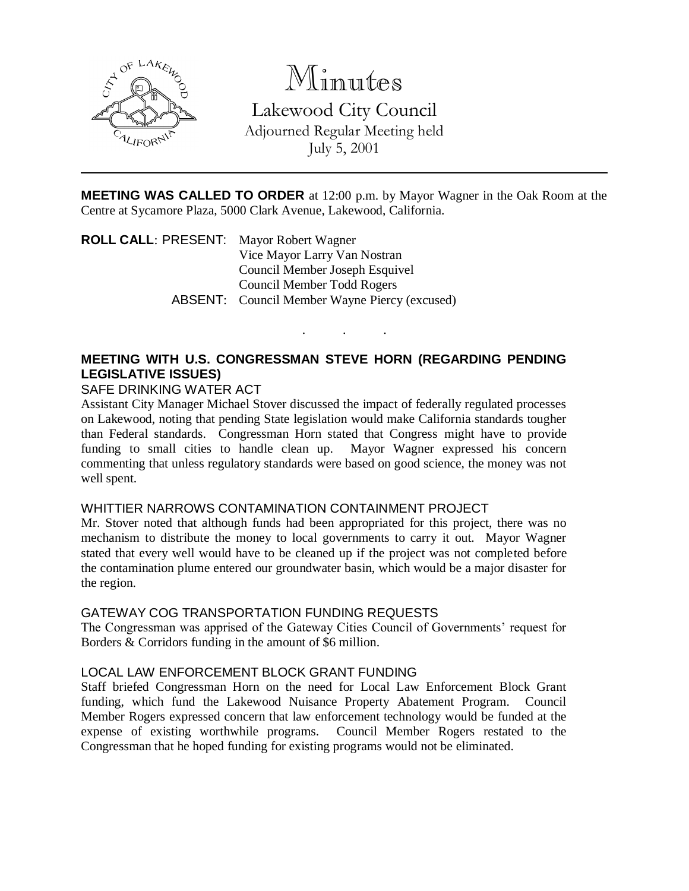# Minutes

## Lakewood City Council

Adjourned Regular Meeting held
July 5, 2001

**MEETING WAS CALLED TO ORDER** at 12:00 p.m. by Mayor Wagner in the Oak Room at the Centre at Sycamore Plaza, 5000 Clark Avenue, Lakewood, California.

**ROLL CALL**: PRESENT: Mayor Robert Wagner
Vice Mayor Larry Van Nostran
Council Member Joseph Esquivel
Council Member Todd Rogers

ABSENT: Council Member Wayne Piercy (excused)

. . .

### MEETING WITH U.S. CONGRESSMAN STEVE HORN (REGARDING PENDING LEGISLATIVE ISSUES)

SAFE DRINKING WATER ACT

Assistant City Manager Michael Stover discussed the impact of federally regulated processes on Lakewood, noting that pending State legislation would make California standards tougher than Federal standards. Congressman Horn stated that Congress might have to provide funding to small cities to handle clean up. Mayor Wagner expressed his concern commenting that unless regulatory standards were based on good science, the money was not well spent.

WHITTIER NARROWS CONTAMINATION CONTAINMENT PROJECT

Mr. Stover noted that although funds had been appropriated for this project, there was no mechanism to distribute the money to local governments to carry it out. Mayor Wagner stated that every well would have to be cleaned up if the project was not completed before the contamination plume entered our groundwater basin, which would be a major disaster for the region.

GATEWAY COG TRANSPORTATION FUNDING REQUESTS

The Congressman was apprised of the Gateway Cities Council of Governments' request for Borders & Corridors funding in the amount of $6 million.

LOCAL LAW ENFORCEMENT BLOCK GRANT FUNDING

Staff briefed Congressman Horn on the need for Local Law Enforcement Block Grant funding, which fund the Lakewood Nuisance Property Abatement Program. Council Member Rogers expressed concern that law enforcement technology would be funded at the expense of existing worthwhile programs. Council Member Rogers restated to the Congressman that he hoped funding for existing programs would not be eliminated.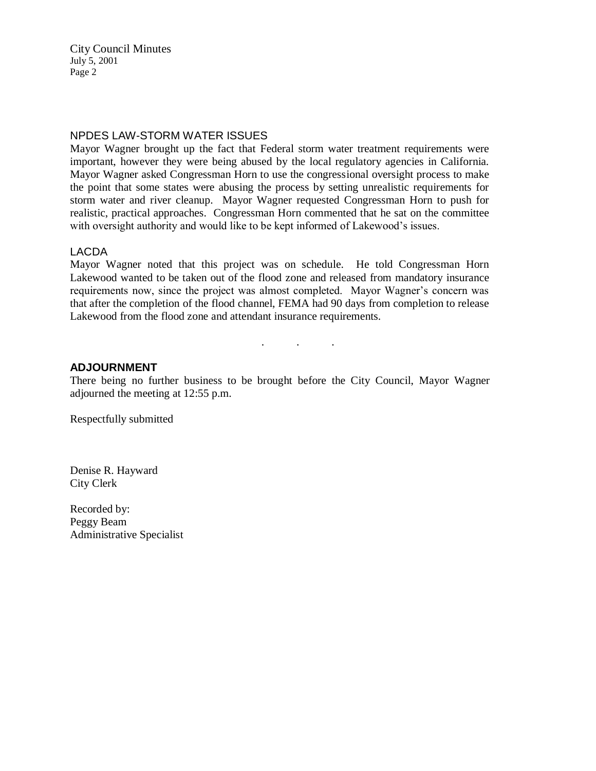## NPDES LAW-STORM WATER ISSUES

Mayor Wagner brought up the fact that Federal storm water treatment requirements were important, however they were being abused by the local regulatory agencies in California. Mayor Wagner asked Congressman Horn to use the congressional oversight process to make the point that some states were abusing the process by setting unrealistic requirements for storm water and river cleanup. Mayor Wagner requested Congressman Horn to push for realistic, practical approaches. Congressman Horn commented that he sat on the committee with oversight authority and would like to be kept informed of Lakewood's issues.

## LACDA

Mayor Wagner noted that this project was on schedule. He told Congressman Horn Lakewood wanted to be taken out of the flood zone and released from mandatory insurance requirements now, since the project was almost completed. Mayor Wagner's concern was that after the completion of the flood channel, FEMA had 90 days from completion to release Lakewood from the flood zone and attendant insurance requirements.

. . .

## ADJOURNMENT

There being no further business to be brought before the City Council, Mayor Wagner adjourned the meeting at 12:55 p.m.

Respectfully submitted

Denise R. Hayward
City Clerk

Recorded by:
Peggy Beam
Administrative Specialist